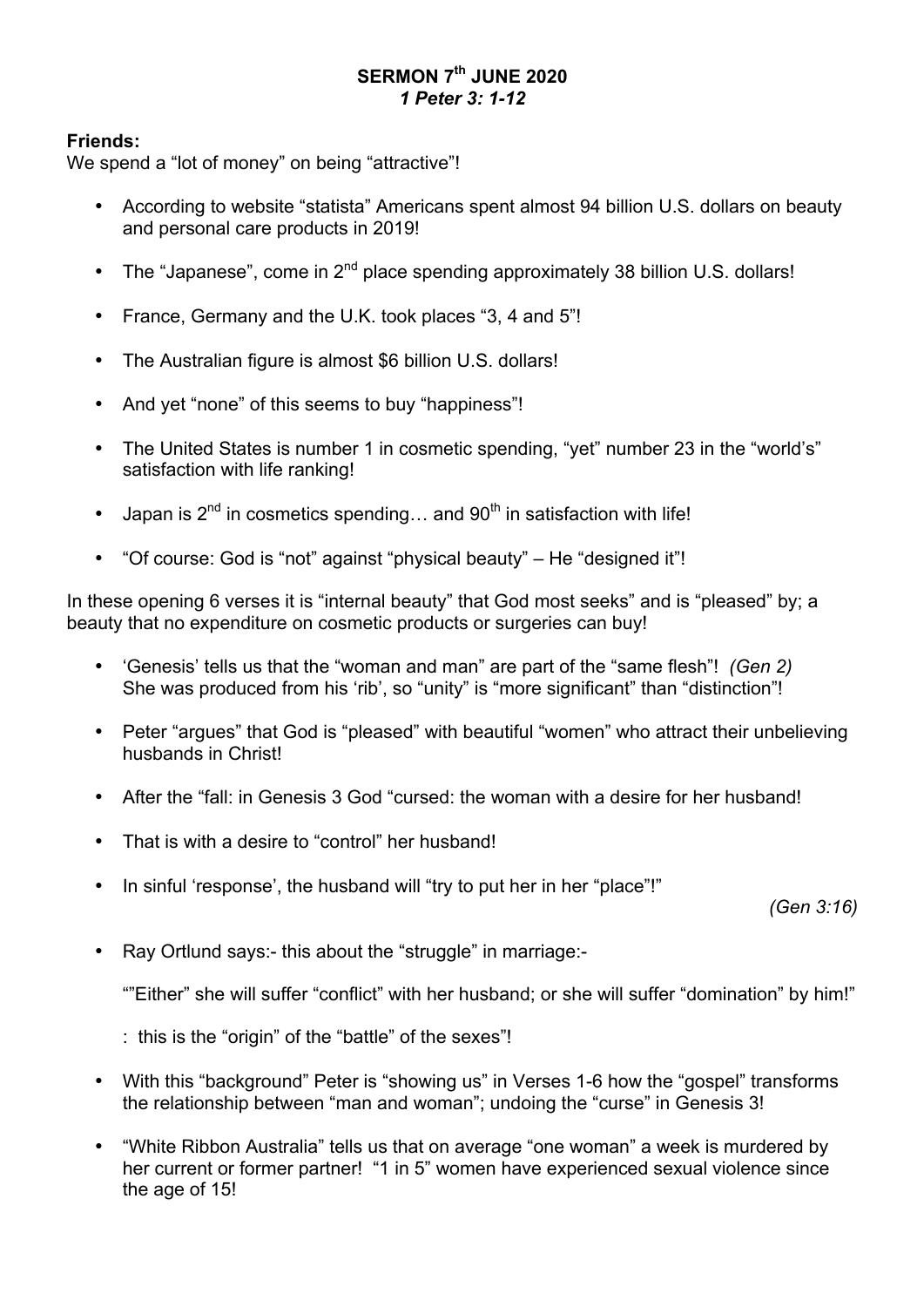**SERMON 7th JUNE 2020**
***1 Peter 3: 1-12***

**Friends:**
We spend a "lot of money" on being "attractive"!

- According to website "statista" Americans spent almost 94 billion U.S. dollars on beauty and personal care products in 2019!
- The "Japanese", come in 2nd place spending approximately 38 billion U.S. dollars!
- France, Germany and the U.K. took places "3, 4 and 5"!
- The Australian figure is almost $6 billion U.S. dollars!
- And yet "none" of this seems to buy "happiness"!
- The United States is number 1 in cosmetic spending, "yet" number 23 in the "world's" satisfaction with life ranking!
- Japan is 2nd in cosmetics spending… and 90th in satisfaction with life!
- "Of course: God is "not" against "physical beauty" – He "designed it"!

In these opening 6 verses it is "internal beauty" that God most seeks" and is "pleased" by; a beauty that no expenditure on cosmetic products or surgeries can buy!

- 'Genesis' tells us that the "woman and man" are part of the "same flesh"! *(Gen 2)*
  She was produced from his 'rib', so "unity" is "more significant" than "distinction"!
- Peter "argues" that God is "pleased" with beautiful "women" who attract their unbelieving husbands in Christ!
- After the "fall: in Genesis 3 God "cursed: the woman with a desire for her husband!
- That is with a desire to "control" her husband!
- In sinful 'response', the husband will "try to put her in her "place"!" *(Gen 3:16)*
- Ray Ortlund says:- this about the "struggle" in marriage:-

  ""Either" she will suffer "conflict" with her husband; or she will suffer "domination" by him!"

  : this is the "origin" of the "battle" of the sexes"!
- With this "background" Peter is "showing us" in Verses 1-6 how the "gospel" transforms the relationship between "man and woman"; undoing the "curse" in Genesis 3!
- "White Ribbon Australia" tells us that on average "one woman" a week is murdered by her current or former partner! "1 in 5" women have experienced sexual violence since the age of 15!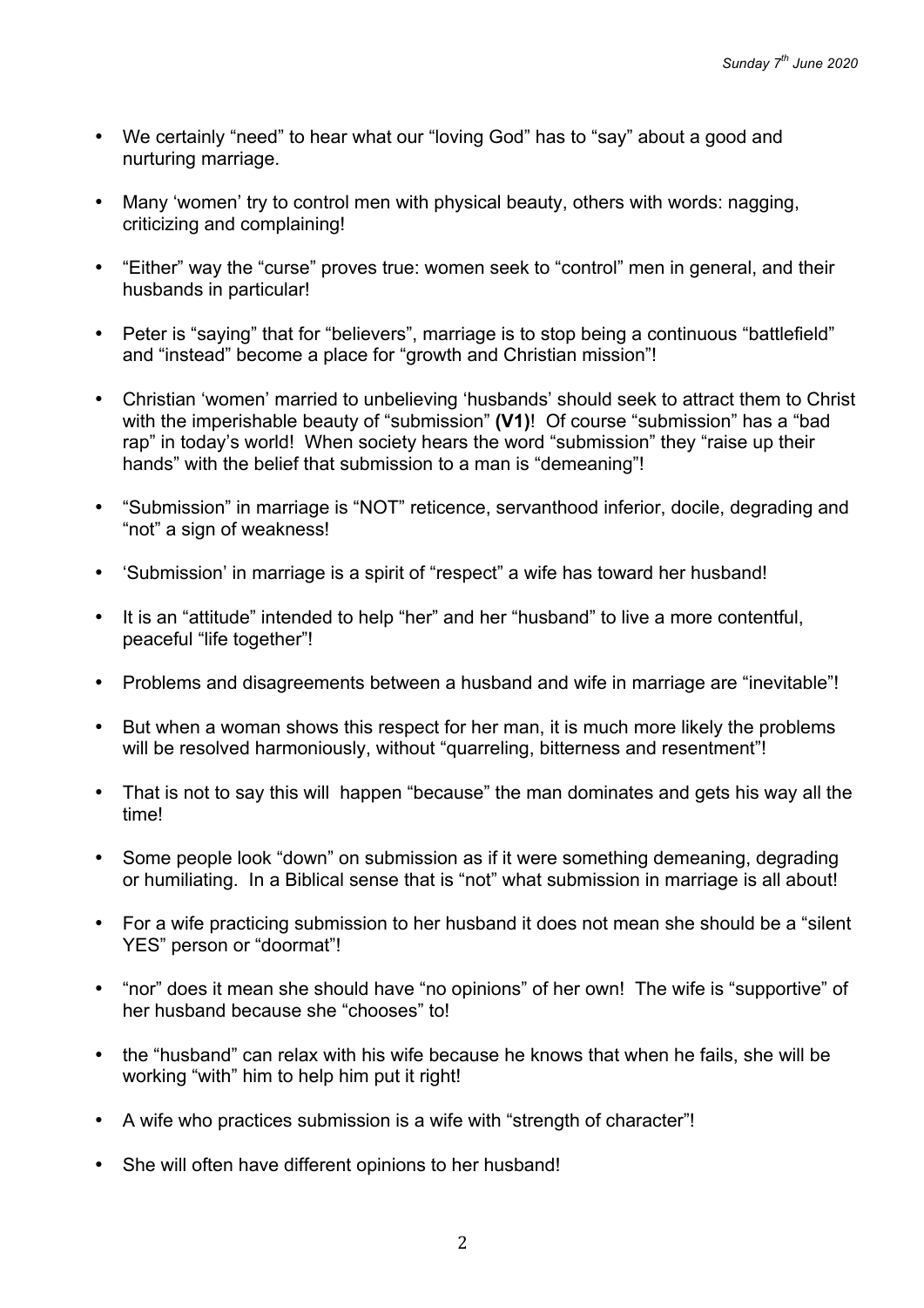- We certainly “need” to hear what our “loving God” has to “say” about a good and nurturing marriage.

- Many ‘women’ try to control men with physical beauty, others with words: nagging, criticizing and complaining!

- “Either” way the “curse” proves true: women seek to “control” men in general, and their husbands in particular!

- Peter is “saying” that for “believers”, marriage is to stop being a continuous “battlefield” and “instead” become a place for “growth and Christian mission”!

- Christian ‘women’ married to unbelieving ‘husbands’ should seek to attract them to Christ with the imperishable beauty of “submission” **(V1)**! Of course “submission” has a “bad rap” in today’s world! When society hears the word “submission” they “raise up their hands” with the belief that submission to a man is “demeaning”!

- “Submission” in marriage is “NOT” reticence, servanthood inferior, docile, degrading and “not” a sign of weakness!

- ‘Submission’ in marriage is a spirit of “respect” a wife has toward her husband!

- It is an “attitude” intended to help “her” and her “husband” to live a more contentful, peaceful “life together”!

- Problems and disagreements between a husband and wife in marriage are “inevitable”!

- But when a woman shows this respect for her man, it is much more likely the problems will be resolved harmoniously, without “quarreling, bitterness and resentment”!

- That is not to say this will happen “because” the man dominates and gets his way all the time!

- Some people look “down” on submission as if it were something demeaning, degrading or humiliating. In a Biblical sense that is “not” what submission in marriage is all about!

- For a wife practicing submission to her husband it does not mean she should be a “silent YES” person or “doormat”!

- “nor” does it mean she should have “no opinions” of her own! The wife is “supportive” of her husband because she “chooses” to!

- the “husband” can relax with his wife because he knows that when he fails, she will be working “with” him to help him put it right!

- A wife who practices submission is a wife with “strength of character”!

- She will often have different opinions to her husband!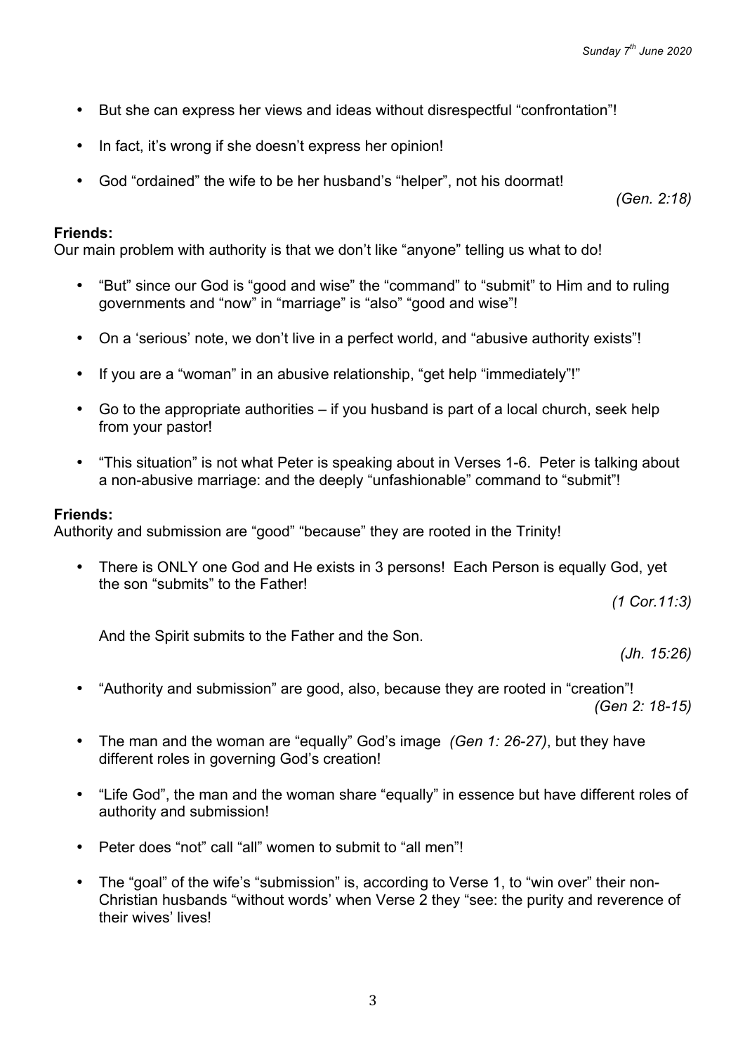- But she can express her views and ideas without disrespectful "confrontation"!

- In fact, it's wrong if she doesn't express her opinion!

- God "ordained" the wife to be her husband's "helper", not his doormat! *(Gen. 2:18)*

**Friends:**
Our main problem with authority is that we don't like "anyone" telling us what to do!

- "But" since our God is "good and wise" the "command" to "submit" to Him and to ruling governments and "now" in "marriage" is "also" "good and wise"!

- On a 'serious' note, we don't live in a perfect world, and "abusive authority exists"!

- If you are a "woman" in an abusive relationship, "get help "immediately"!"

- Go to the appropriate authorities – if you husband is part of a local church, seek help from your pastor!

- "This situation" is not what Peter is speaking about in Verses 1-6. Peter is talking about a non-abusive marriage: and the deeply "unfashionable" command to "submit"!

**Friends:**
Authority and submission are "good" "because" they are rooted in the Trinity!

- There is ONLY one God and He exists in 3 persons! Each Person is equally God, yet the son "submits" to the Father! *(1 Cor.11:3)*

  And the Spirit submits to the Father and the Son. *(Jh. 15:26)*

- "Authority and submission" are good, also, because they are rooted in "creation"! *(Gen 2: 18-15)*

- The man and the woman are "equally" God's image *(Gen 1: 26-27)*, but they have different roles in governing God's creation!

- "Life God", the man and the woman share "equally" in essence but have different roles of authority and submission!

- Peter does "not" call "all" women to submit to "all men"!

- The "goal" of the wife's "submission" is, according to Verse 1, to "win over" their non-Christian husbands "without words' when Verse 2 they "see: the purity and reverence of their wives' lives!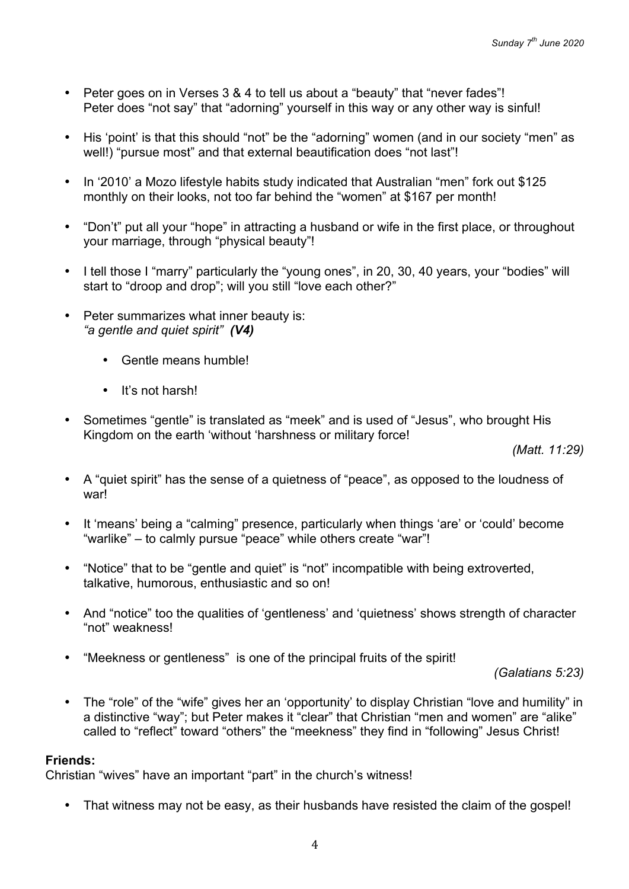- Peter goes on in Verses 3 & 4 to tell us about a "beauty" that "never fades"! Peter does "not say" that "adorning" yourself in this way or any other way is sinful!

- His 'point' is that this should "not" be the "adorning" women (and in our society "men" as well!) "pursue most" and that external beautification does "not last"!

- In '2010' a Mozo lifestyle habits study indicated that Australian "men" fork out $125 monthly on their looks, not too far behind the "women" at $167 per month!

- "Don't" put all your "hope" in attracting a husband or wife in the first place, or throughout your marriage, through "physical beauty"!

- I tell those I "marry" particularly the "young ones", in 20, 30, 40 years, your "bodies" will start to "droop and drop"; will you still "love each other?"

- Peter summarizes what inner beauty is:
  *"a gentle and quiet spirit"* ***(V4)***

  - Gentle means humble!

  - It's not harsh!

- Sometimes "gentle" is translated as "meek" and is used of "Jesus", who brought His Kingdom on the earth 'without 'harshness or military force!

  *(Matt. 11:29)*

- A "quiet spirit" has the sense of a quietness of "peace", as opposed to the loudness of war!

- It 'means' being a "calming" presence, particularly when things 'are' or 'could' become "warlike" – to calmly pursue "peace" while others create "war"!

- "Notice" that to be "gentle and quiet" is "not" incompatible with being extroverted, talkative, humorous, enthusiastic and so on!

- And "notice" too the qualities of 'gentleness' and 'quietness' shows strength of character "not" weakness!

- "Meekness or gentleness" is one of the principal fruits of the spirit!

  *(Galatians 5:23)*

- The "role" of the "wife" gives her an 'opportunity' to display Christian "love and humility" in a distinctive "way"; but Peter makes it "clear" that Christian "men and women" are "alike" called to "reflect" toward "others" the "meekness" they find in "following" Jesus Christ!

**Friends:**
Christian "wives" have an important "part" in the church's witness!

- That witness may not be easy, as their husbands have resisted the claim of the gospel!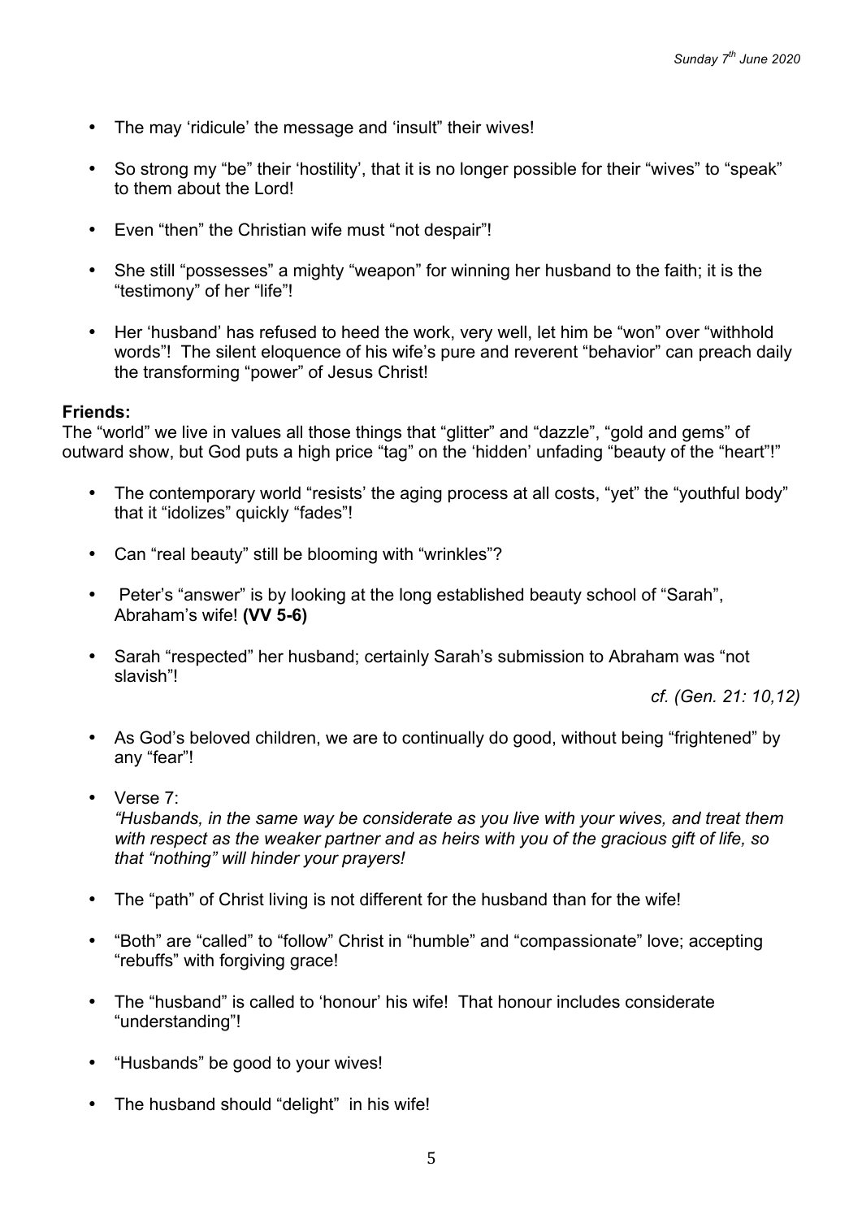- The may 'ridicule' the message and 'insult" their wives!

- So strong my "be" their 'hostility', that it is no longer possible for their "wives" to "speak" to them about the Lord!

- Even "then" the Christian wife must "not despair"!

- She still "possesses" a mighty "weapon" for winning her husband to the faith; it is the "testimony" of her "life"!

- Her 'husband' has refused to heed the work, very well, let him be "won" over "withhold words"! The silent eloquence of his wife's pure and reverent "behavior" can preach daily the transforming "power" of Jesus Christ!

**Friends:**
The "world" we live in values all those things that "glitter" and "dazzle", "gold and gems" of outward show, but God puts a high price "tag" on the 'hidden' unfading "beauty of the "heart"!"

- The contemporary world "resists' the aging process at all costs, "yet" the "youthful body" that it "idolizes" quickly "fades"!

- Can "real beauty" still be blooming with "wrinkles"?

- Peter's "answer" is by looking at the long established beauty school of "Sarah", Abraham's wife! **(VV 5-6)**

- Sarah "respected" her husband; certainly Sarah's submission to Abraham was "not slavish"!

*cf. (Gen. 21: 10,12)*

- As God's beloved children, we are to continually do good, without being "frightened" by any "fear"!

- Verse 7:
  *"Husbands, in the same way be considerate as you live with your wives, and treat them with respect as the weaker partner and as heirs with you of the gracious gift of life, so that "nothing" will hinder your prayers!*

- The "path" of Christ living is not different for the husband than for the wife!

- "Both" are "called" to "follow" Christ in "humble" and "compassionate" love; accepting "rebuffs" with forgiving grace!

- The "husband" is called to 'honour' his wife! That honour includes considerate "understanding"!

- "Husbands" be good to your wives!

- The husband should "delight" in his wife!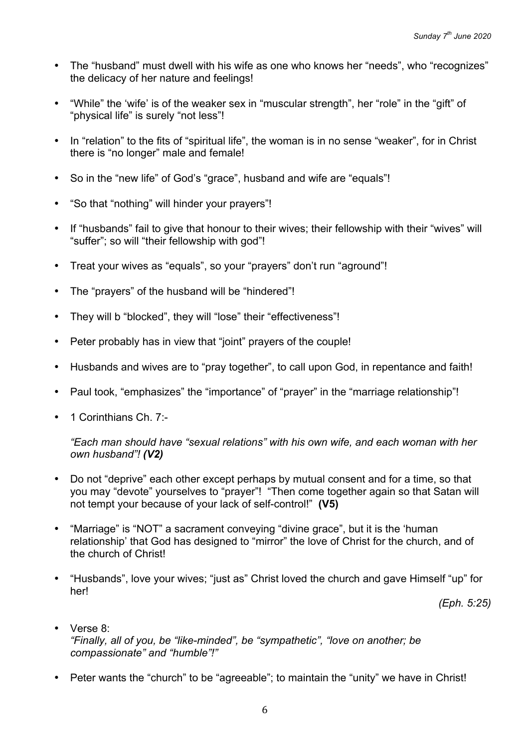- The "husband" must dwell with his wife as one who knows her "needs", who "recognizes" the delicacy of her nature and feelings!

- "While" the 'wife' is of the weaker sex in "muscular strength", her "role" in the "gift" of "physical life" is surely "not less"!

- In "relation" to the fits of "spiritual life", the woman is in no sense "weaker", for in Christ there is "no longer" male and female!

- So in the "new life" of God's "grace", husband and wife are "equals"!

- "So that "nothing" will hinder your prayers"!

- If "husbands" fail to give that honour to their wives; their fellowship with their "wives" will "suffer"; so will "their fellowship with god"!

- Treat your wives as "equals", so your "prayers" don't run "aground"!

- The "prayers" of the husband will be "hindered"!

- They will b "blocked", they will "lose" their "effectiveness"!

- Peter probably has in view that "joint" prayers of the couple!

- Husbands and wives are to "pray together", to call upon God, in repentance and faith!

- Paul took, "emphasizes" the "importance" of "prayer" in the "marriage relationship"!

- 1 Corinthians Ch. 7:-

  *"Each man should have "sexual relations" with his own wife, and each woman with her own husband"!* ***(V2)***

- Do not "deprive" each other except perhaps by mutual consent and for a time, so that you may "devote" yourselves to "prayer"! "Then come together again so that Satan will not tempt your because of your lack of self-control!" **(V5)**

- "Marriage" is "NOT" a sacrament conveying "divine grace", but it is the 'human relationship' that God has designed to "mirror" the love of Christ for the church, and of the church of Christ!

- "Husbands", love your wives; "just as" Christ loved the church and gave Himself "up" for her!

  *(Eph. 5:25)*

- Verse 8:
  *"Finally, all of you, be "like-minded", be "sympathetic", "love on another; be compassionate" and "humble"!"*

- Peter wants the "church" to be "agreeable"; to maintain the "unity" we have in Christ!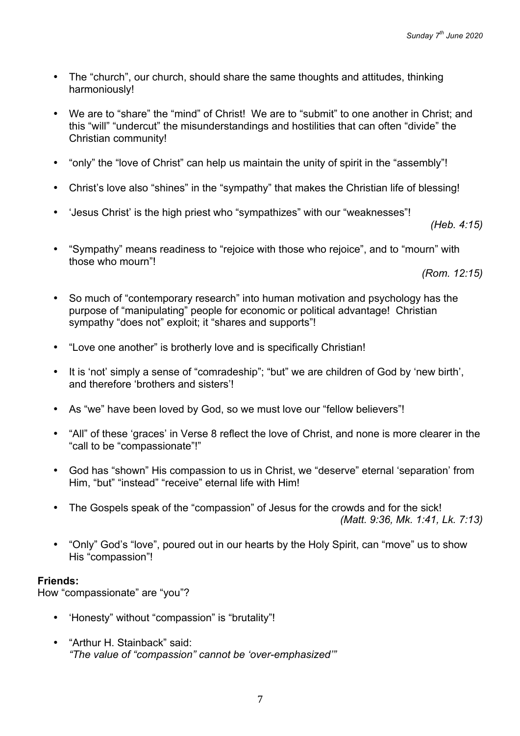- The "church", our church, should share the same thoughts and attitudes, thinking harmoniously!

- We are to "share" the "mind" of Christ! We are to "submit" to one another in Christ; and this "will" "undercut" the misunderstandings and hostilities that can often "divide" the Christian community!

- "only" the "love of Christ" can help us maintain the unity of spirit in the "assembly"!

- Christ's love also "shines" in the "sympathy" that makes the Christian life of blessing!

- 'Jesus Christ' is the high priest who "sympathizes" with our "weaknesses"!
  
  *(Heb. 4:15)*

- "Sympathy" means readiness to "rejoice with those who rejoice", and to "mourn" with those who mourn"!
  
  *(Rom. 12:15)*

- So much of "contemporary research" into human motivation and psychology has the purpose of "manipulating" people for economic or political advantage! Christian sympathy "does not" exploit; it "shares and supports"!

- "Love one another" is brotherly love and is specifically Christian!

- It is 'not' simply a sense of "comradeship"; "but" we are children of God by 'new birth', and therefore 'brothers and sisters'!

- As "we" have been loved by God, so we must love our "fellow believers"!

- "All" of these 'graces' in Verse 8 reflect the love of Christ, and none is more clearer in the "call to be "compassionate"!"

- God has "shown" His compassion to us in Christ, we "deserve" eternal 'separation' from Him, "but" "instead" "receive" eternal life with Him!

- The Gospels speak of the "compassion" of Jesus for the crowds and for the sick!
  
  *(Matt. 9:36, Mk. 1:41, Lk. 7:13)*

- "Only" God's "love", poured out in our hearts by the Holy Spirit, can "move" us to show His "compassion"!

**Friends:**
How "compassionate" are "you"?

- 'Honesty" without "compassion" is "brutality"!

- "Arthur H. Stainback" said:
  *"The value of "compassion" cannot be 'over-emphasized'"*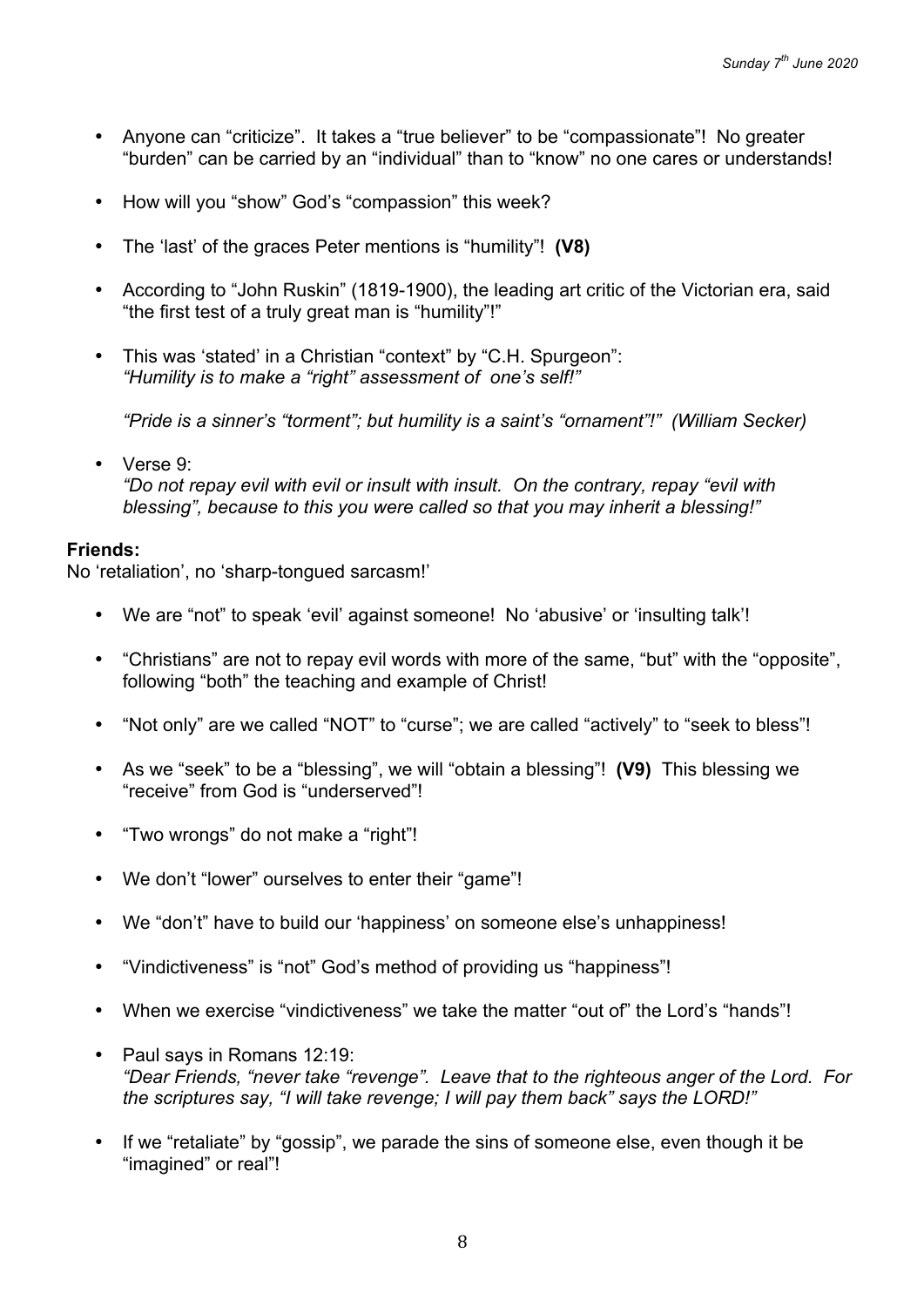- Anyone can “criticize”. It takes a “true believer” to be “compassionate”! No greater “burden” can be carried by an “individual” than to “know” no one cares or understands!

- How will you “show” God’s “compassion” this week?

- The ‘last’ of the graces Peter mentions is “humility”! **(V8)**

- According to “John Ruskin” (1819-1900), the leading art critic of the Victorian era, said “the first test of a truly great man is “humility”!”

- This was ‘stated’ in a Christian “context” by “C.H. Spurgeon”:
  *“Humility is to make a “right” assessment of one’s self!”*

  *“Pride is a sinner’s “torment”; but humility is a saint’s “ornament”!” (William Secker)*

- Verse 9:
  *“Do not repay evil with evil or insult with insult. On the contrary, repay “evil with blessing”, because to this you were called so that you may inherit a blessing!”*

**Friends:**
No ‘retaliation’, no ‘sharp-tongued sarcasm!’

- We are “not” to speak ‘evil’ against someone! No ‘abusive’ or ‘insulting talk’!

- “Christians” are not to repay evil words with more of the same, “but” with the “opposite”, following “both” the teaching and example of Christ!

- “Not only” are we called “NOT” to “curse”; we are called “actively” to “seek to bless”!

- As we “seek” to be a “blessing”, we will “obtain a blessing”! **(V9)** This blessing we “receive” from God is “underserved”!

- “Two wrongs” do not make a “right”!

- We don’t “lower” ourselves to enter their “game”!

- We “don’t” have to build our ‘happiness’ on someone else’s unhappiness!

- “Vindictiveness” is “not” God’s method of providing us “happiness”!

- When we exercise “vindictiveness” we take the matter “out of” the Lord’s “hands”!

- Paul says in Romans 12:19:
  *“Dear Friends, “never take “revenge”. Leave that to the righteous anger of the Lord. For the scriptures say, “I will take revenge; I will pay them back” says the LORD!”*

- If we “retaliate” by “gossip”, we parade the sins of someone else, even though it be “imagined” or real”!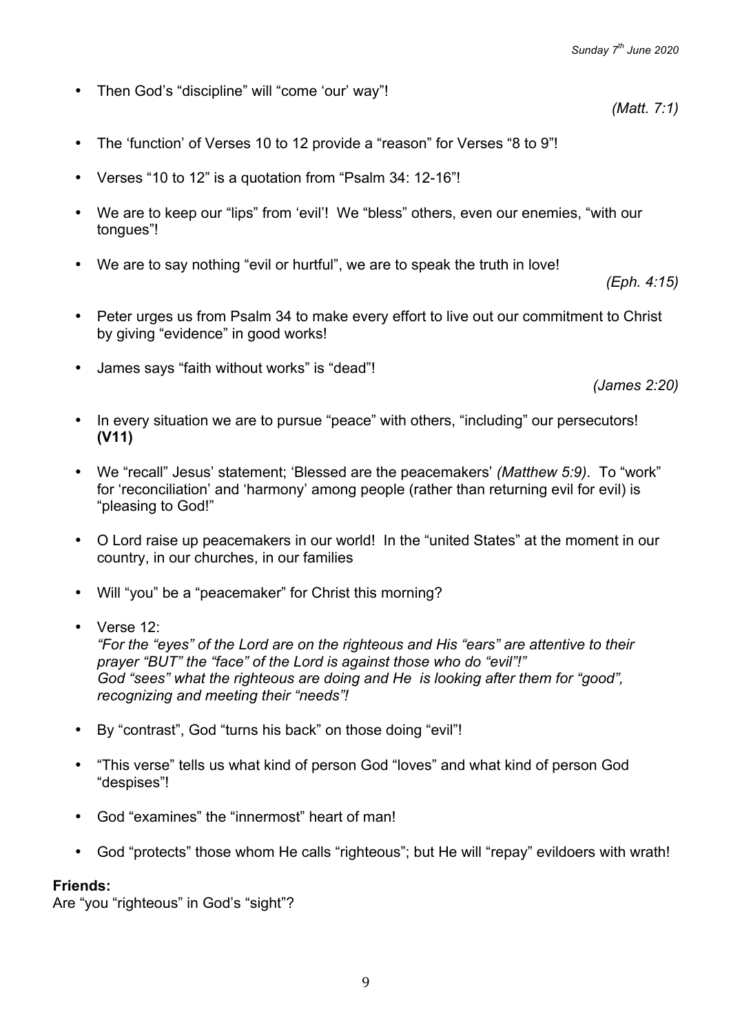- Then God's "discipline" will "come 'our' way"!

*(Matt. 7:1)*

- The 'function' of Verses 10 to 12 provide a "reason" for Verses "8 to 9"!
- Verses "10 to 12" is a quotation from "Psalm 34: 12-16"!
- We are to keep our "lips" from 'evil'! We "bless" others, even our enemies, "with our tongues"!
- We are to say nothing "evil or hurtful", we are to speak the truth in love!

*(Eph. 4:15)*

- Peter urges us from Psalm 34 to make every effort to live out our commitment to Christ by giving "evidence" in good works!
- James says "faith without works" is "dead"!

*(James 2:20)*

- In every situation we are to pursue "peace" with others, "including" our persecutors! **(V11)**
- We "recall" Jesus' statement; 'Blessed are the peacemakers' *(Matthew 5:9)*. To "work" for 'reconciliation' and 'harmony' among people (rather than returning evil for evil) is "pleasing to God!"
- O Lord raise up peacemakers in our world! In the "united States" at the moment in our country, in our churches, in our families
- Will "you" be a "peacemaker" for Christ this morning?
- Verse 12:
  *"For the "eyes" of the Lord are on the righteous and His "ears" are attentive to their prayer "BUT" the "face" of the Lord is against those who do "evil"!"*
  *God "sees" what the righteous are doing and He is looking after them for "good", recognizing and meeting their "needs"!*
- By "contrast", God "turns his back" on those doing "evil"!
- "This verse" tells us what kind of person God "loves" and what kind of person God "despises"!
- God "examines" the "innermost" heart of man!
- God "protects" those whom He calls "righteous"; but He will "repay" evildoers with wrath!

**Friends:**
Are "you "righteous" in God's "sight"?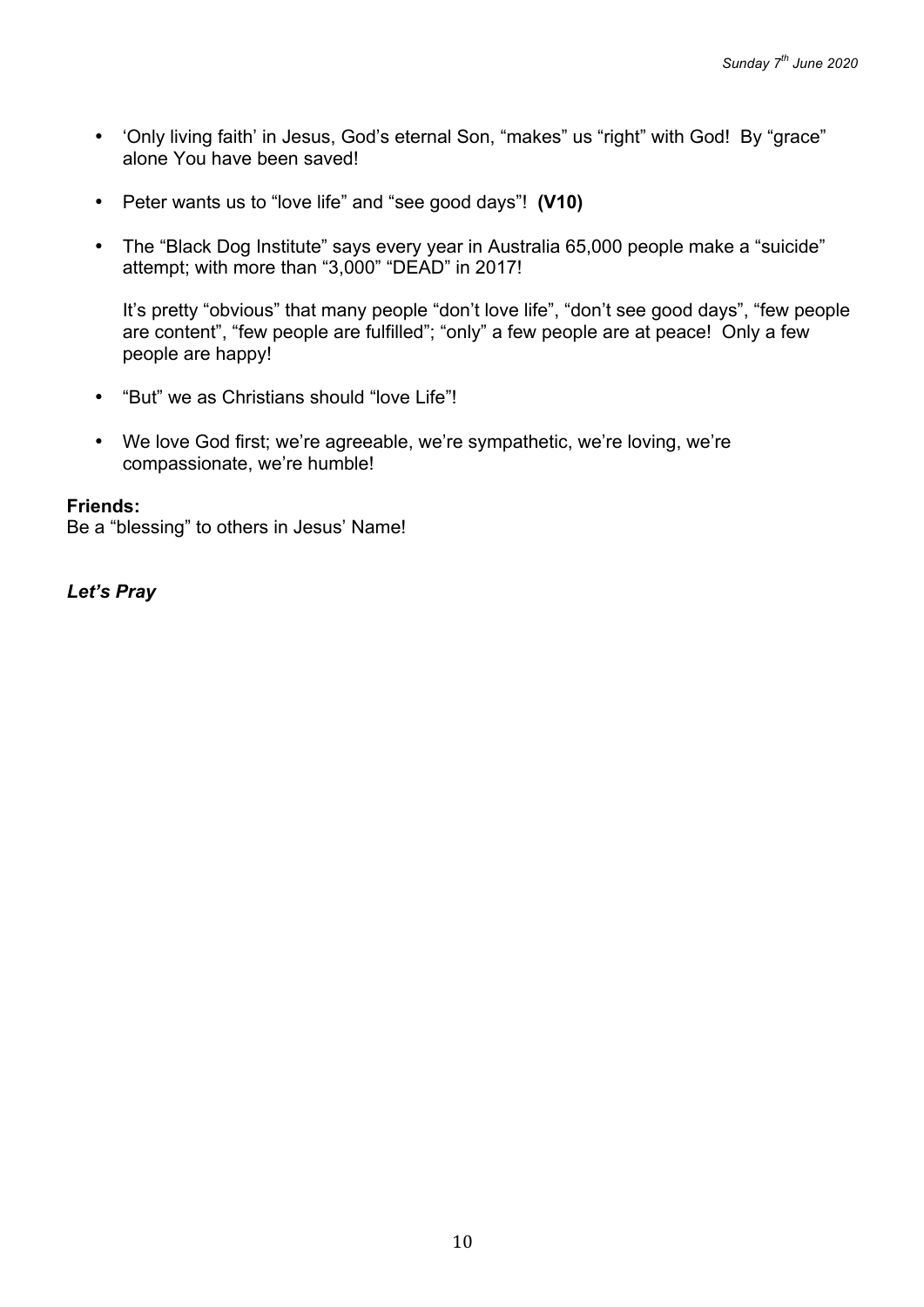- 'Only living faith' in Jesus, God's eternal Son, "makes" us "right" with God! By "grace" alone You have been saved!

- Peter wants us to "love life" and "see good days"! **(V10)**

- The "Black Dog Institute" says every year in Australia 65,000 people make a "suicide" attempt; with more than "3,000" "DEAD" in 2017!

  It's pretty "obvious" that many people "don't love life", "don't see good days", "few people are content", "few people are fulfilled"; "only" a few people are at peace! Only a few people are happy!

- "But" we as Christians should "love Life"!

- We love God first; we're agreeable, we're sympathetic, we're loving, we're compassionate, we're humble!

**Friends:**
Be a "blessing" to others in Jesus' Name!

***Let's Pray***